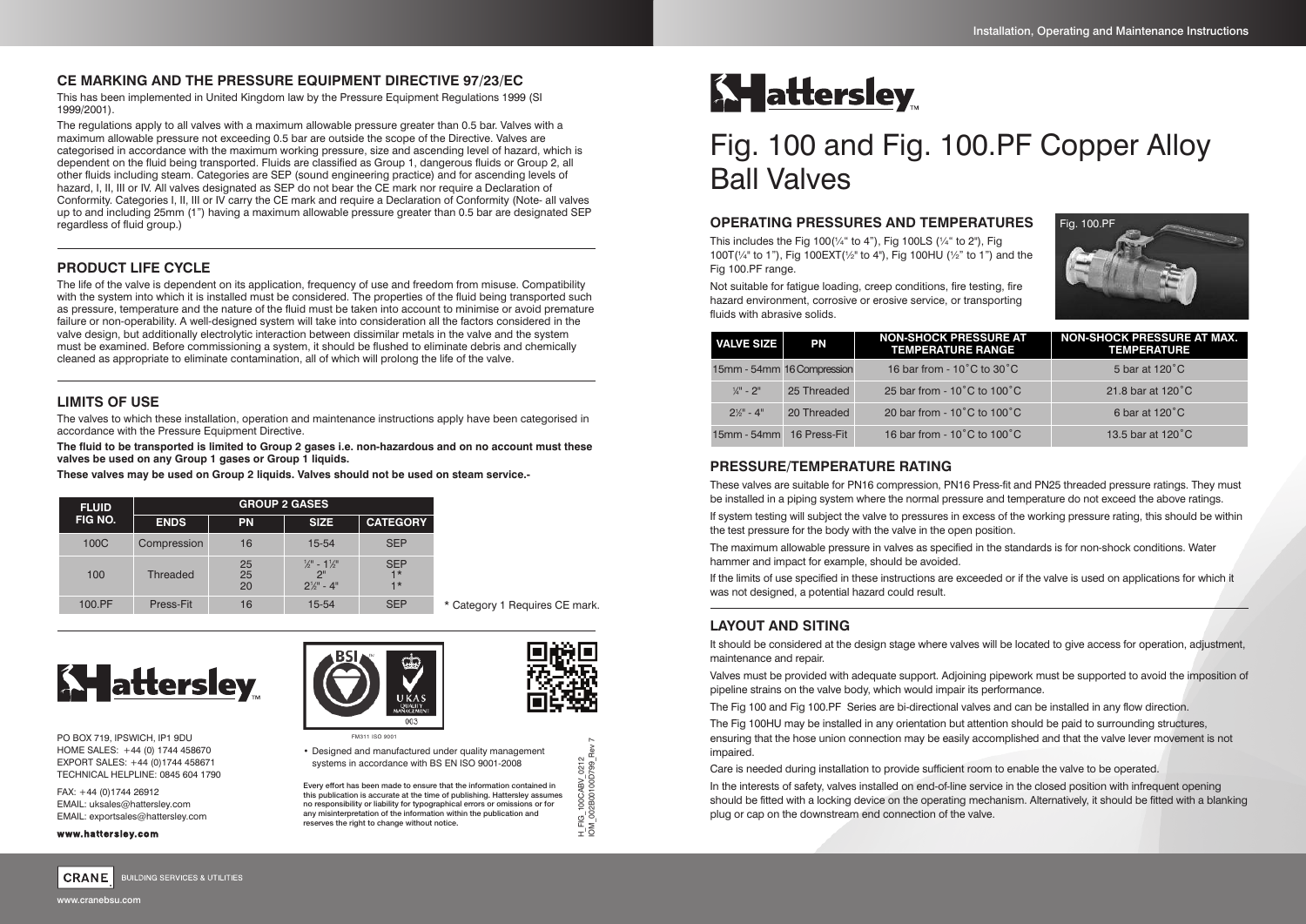## CE MARKING AND THE PRESSURE EQUIPMENT DIRECTIVE 97/23/EC

This has been implemented in United Kingdom law by the Pressure Equipment Regulations 1999 (SI 1999/2001).

The regulations apply to all valves with a maximum allowable pressure greater than 0.5 bar. Valves with a maximum allowable pressure not exceeding 0.5 bar are outside the scope of the Directive. Valves are categorised in accordance with the maximum working pressure, size and ascending level of hazard, which is dependent on the fluid being transported. Fluids are classified as Group 1, dangerous fluids or Group 2, all other fluids including steam. Categories are SEP (sound engineering practice) and for ascending levels of hazard, I, II, III or IV. All valves designated as SEP do not bear the CE mark nor require a Declaration of Conformity. Categories I, II, III or IV carry the CE mark and require a Declaration of Conformity (Note- all valves up to and including 25mm (1") having a maximum allowable pressure greater than 0.5 bar are designated SEP regardless of fluid group.)

## PRODUCT LIFE CYCLE

The life of the valve is dependent on its application, frequency of use and freedom from misuse. Compatibility with the system into which it is installed must be considered. The properties of the fluid being transported such as pressure, temperature and the nature of the fluid must be taken into account to minimise or avoid premature failure or non-operability. A well-designed system will take into consideration all the factors considered in the valve design, but additionally electrolytic interaction between dissimilar metals in the valve and the system must be examined. Before commissioning a system, it should be flushed to eliminate debris and chemically cleaned as appropriate to eliminate contamination, all of which will prolong the life of the valve.

## LIMITS OF USE

The valves to which these installation, operation and maintenance instructions apply have been categorised in accordance with the Pressure Equipment Directive.

**The fluid to be transported is limited to Group 2 gases i.e. non-hazardous and on no account must these valves be used on any Group 1 gases or Group 1 liquids.**

**These valves may be used on Group 2 liquids. Valves should not be used on steam service.-**

| FLUID FIG NO. | GROUP 2 GASES | | | |
|---|---|---|---|---|
| | ENDS | PN | SIZE | CATEGORY |
| 100C | Compression | 16 | 15-54 | SEP |
| 100 | Threaded | 25<br>25<br>20 | ⅛" - 1½"<br>2"<br>2½" - 4" | SEP<br>1*<br>1* |
| 100.PF | Press-Fit | 16 | 15-54 | SEP |

* Category 1 Requires CE mark.

PO BOX 719, IPSWICH, IP1 9DU
HOME SALES: +44 (0) 1744 458670
EXPORT SALES: +44 (0)1744 458671
TECHNICAL HELPLINE: 0845 604 1790

FAX: +44 (0)1744 26912
EMAIL: uksales@hattersley.com
EMAIL: exportsales@hattersley.com

**www.hattersley.com**

FM311 ISO 9001

- Designed and manufactured under quality management systems in accordance with BS EN ISO 9001-2008

Every effort has been made to ensure that the information contained in this publication is accurate at the time of publishing. Hattersley assumes no responsibility or liability for typographical errors or omissions or for any misinterpretation of the information within the publication and reserves the right to change without notice.

H_FIG_100CABV_0212
IOM_002B00100D799_Rev 7

CRANE BUILDING SERVICES & UTILITIES

www.cranebsu.com

Installation, Operating and Maintenance Instructions

# Fig. 100 and Fig. 100.PF Copper Alloy Ball Valves

## OPERATING PRESSURES AND TEMPERATURES

This includes the Fig 100(¼" to 4"), Fig 100LS (¼" to 2"), Fig 100T(¼" to 1"), Fig 100EXT(½" to 4"), Fig 100HU (½" to 1") and the Fig 100.PF range.

Not suitable for fatigue loading, creep conditions, fire testing, fire hazard environment, corrosive or erosive service, or transporting fluids with abrasive solids.

Fig. 100.PF

| VALVE SIZE | PN | NON-SHOCK PRESSURE AT TEMPERATURE RANGE | NON-SHOCK PRESSURE AT MAX. TEMPERATURE |
|---|---|---|---|
| 15mm - 54mm | 16 Compression | 16 bar from - 10˚C to 30˚C | 5 bar at 120˚C |
| ¼" - 2" | 25 Threaded | 25 bar from - 10˚C to 100˚C | 21.8 bar at 120˚C |
| 2½" - 4" | 20 Threaded | 20 bar from - 10˚C to 100˚C | 6 bar at 120˚C |
| 15mm - 54mm | 16 Press-Fit | 16 bar from - 10˚C to 100˚C | 13.5 bar at 120˚C |

## PRESSURE/TEMPERATURE RATING

These valves are suitable for PN16 compression, PN16 Press-fit and PN25 threaded pressure ratings. They must be installed in a piping system where the normal pressure and temperature do not exceed the above ratings.

If system testing will subject the valve to pressures in excess of the working pressure rating, this should be within the test pressure for the body with the valve in the open position.

The maximum allowable pressure in valves as specified in the standards is for non-shock conditions. Water hammer and impact for example, should be avoided.

If the limits of use specified in these instructions are exceeded or if the valve is used on applications for which it was not designed, a potential hazard could result.

## LAYOUT AND SITING

It should be considered at the design stage where valves will be located to give access for operation, adjustment, maintenance and repair.

Valves must be provided with adequate support. Adjoining pipework must be supported to avoid the imposition of pipeline strains on the valve body, which would impair its performance.

The Fig 100 and Fig 100.PF Series are bi-directional valves and can be installed in any flow direction.

The Fig 100HU may be installed in any orientation but attention should be paid to surrounding structures, ensuring that the hose union connection may be easily accomplished and that the valve lever movement is not impaired.

Care is needed during installation to provide sufficient room to enable the valve to be operated.

In the interests of safety, valves installed on end-of-line service in the closed position with infrequent opening should be fitted with a locking device on the operating mechanism. Alternatively, it should be fitted with a blanking plug or cap on the downstream end connection of the valve.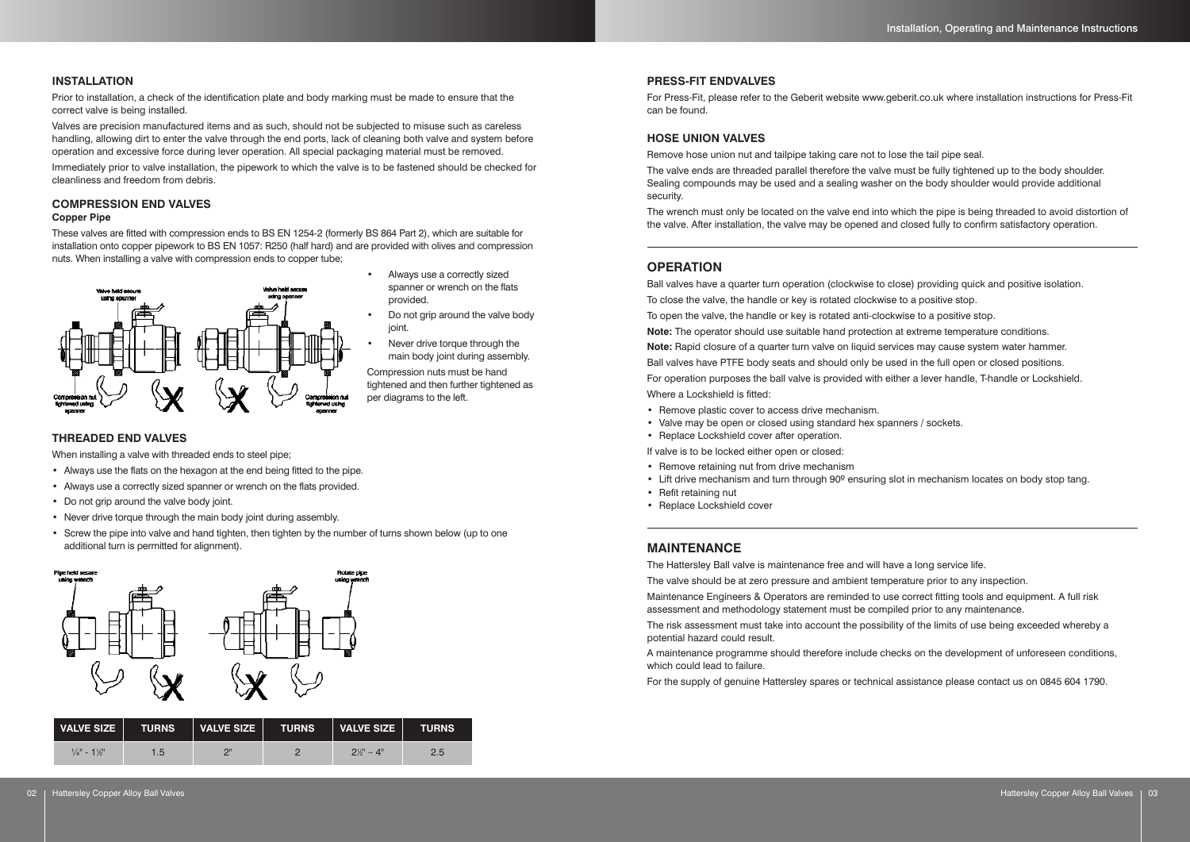## INSTALLATION

Prior to installation, a check of the identification plate and body marking must be made to ensure that the correct valve is being installed.

Valves are precision manufactured items and as such, should not be subjected to misuse such as careless handling, allowing dirt to enter the valve through the end ports, lack of cleaning both valve and system before operation and excessive force during lever operation. All special packaging material must be removed.

Immediately prior to valve installation, the pipework to which the valve is to be fastened should be checked for cleanliness and freedom from debris.

## COMPRESSION END VALVES

### Copper Pipe

These valves are fitted with compression ends to BS EN 1254-2 (formerly BS 864 Part 2), which are suitable for installation onto copper pipework to BS EN 1057: R250 (half hard) and are provided with olives and compression nuts. When installing a valve with compression ends to copper tube;

Valve held secure using spanner

Compression nut tightened using spanner

- Always use a correctly sized spanner or wrench on the flats provided.
- Do not grip around the valve body joint.
- Never drive torque through the main body joint during assembly.

Compression nuts must be hand tightened and then further tightened as per diagrams to the left.

## THREADED END VALVES

When installing a valve with threaded ends to steel pipe;

- Always use the flats on the hexagon at the end being fitted to the pipe.
- Always use a correctly sized spanner or wrench on the flats provided.
- Do not grip around the valve body joint.
- Never drive torque through the main body joint during assembly.
- Screw the pipe into valve and hand tighten, then tighten by the number of turns shown below (up to one additional turn is permitted for alignment).

Pipe held secure using wrench

Rotate pipe using wrench

| VALVE SIZE | TURNS | VALVE SIZE | TURNS | VALVE SIZE | TURNS |
|---|---|---|---|---|---|
| ¼" - 1½" | 1.5 | 2" | 2 | 2½" – 4" | 2.5 |

## PRESS-FIT ENDVALVES

For Press-Fit, please refer to the Geberit website www.geberit.co.uk where installation instructions for Press-Fit can be found.

## HOSE UNION VALVES

Remove hose union nut and tailpipe taking care not to lose the tail pipe seal.

The valve ends are threaded parallel therefore the valve must be fully tightened up to the body shoulder. Sealing compounds may be used and a sealing washer on the body shoulder would provide additional security.

The wrench must only be located on the valve end into which the pipe is being threaded to avoid distortion of the valve. After installation, the valve may be opened and closed fully to confirm satisfactory operation.

## OPERATION

Ball valves have a quarter turn operation (clockwise to close) providing quick and positive isolation.

To close the valve, the handle or key is rotated clockwise to a positive stop.

To open the valve, the handle or key is rotated anti-clockwise to a positive stop.

**Note:** The operator should use suitable hand protection at extreme temperature conditions.

**Note:** Rapid closure of a quarter turn valve on liquid services may cause system water hammer.

Ball valves have PTFE body seats and should only be used in the full open or closed positions.

For operation purposes the ball valve is provided with either a lever handle, T-handle or Lockshield.

Where a Lockshield is fitted:

- Remove plastic cover to access drive mechanism.
- Valve may be open or closed using standard hex spanners / sockets.
- Replace Lockshield cover after operation.

If valve is to be locked either open or closed:

- Remove retaining nut from drive mechanism
- Lift drive mechanism and turn through 90º ensuring slot in mechanism locates on body stop tang.
- Refit retaining nut
- Replace Lockshield cover

## MAINTENANCE

The Hattersley Ball valve is maintenance free and will have a long service life.

The valve should be at zero pressure and ambient temperature prior to any inspection.

Maintenance Engineers & Operators are reminded to use correct fitting tools and equipment. A full risk assessment and methodology statement must be compiled prior to any maintenance.

The risk assessment must take into account the possibility of the limits of use being exceeded whereby a potential hazard could result.

A maintenance programme should therefore include checks on the development of unforeseen conditions, which could lead to failure.

For the supply of genuine Hattersley spares or technical assistance please contact us on 0845 604 1790.